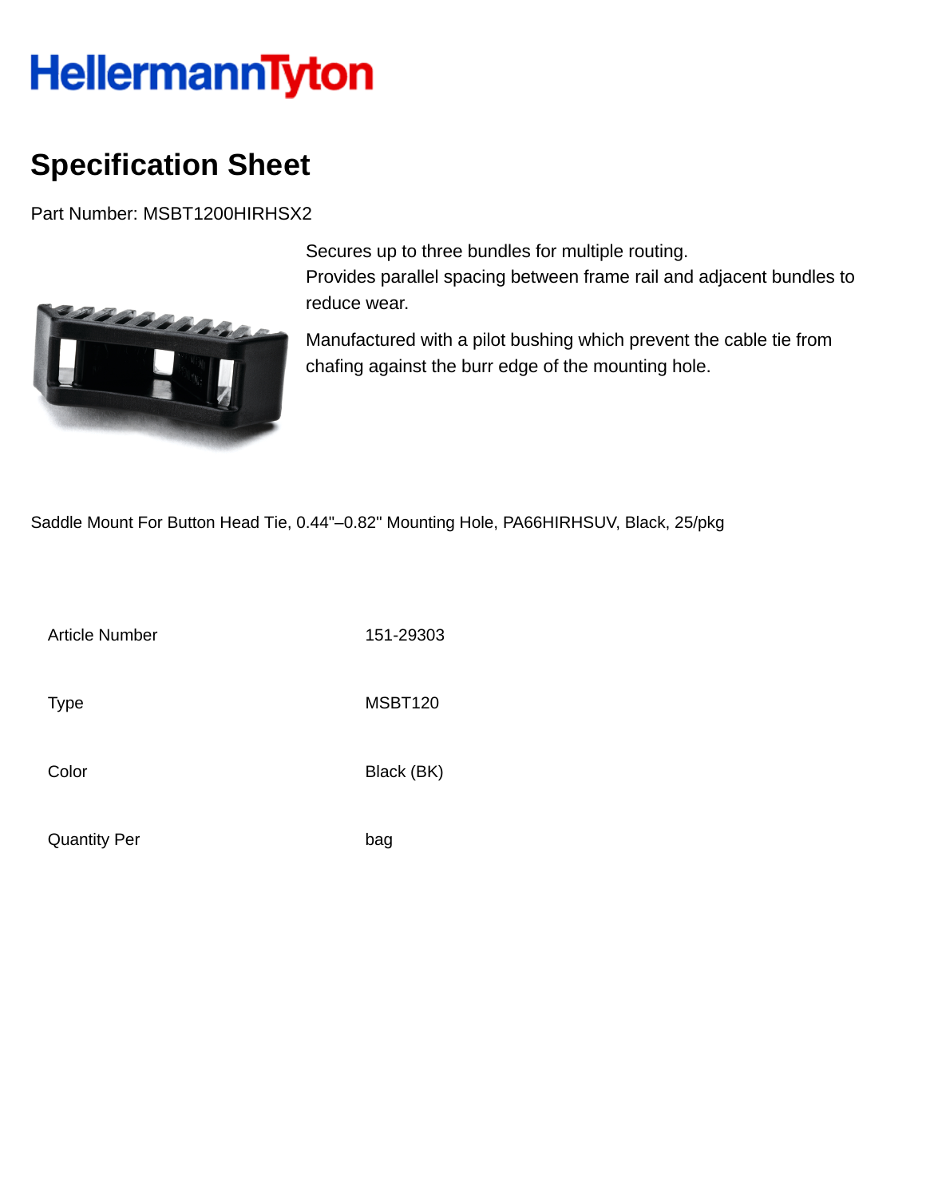HellermannTyton

# Specification Sheet

Part Number: MSBT1200HIRHSX2

Secures up to three bundles for multiple routing.
Provides parallel spacing between frame rail and adjacent bundles to reduce wear.

Manufactured with a pilot bushing which prevent the cable tie from chafing against the burr edge of the mounting hole.

Saddle Mount For Button Head Tie, 0.44"–0.82" Mounting Hole, PA66HIRHSUV, Black, 25/pkg

| | |
|---|---|
| Article Number | 151-29303 |
| Type | MSBT120 |
| Color | Black (BK) |
| Quantity Per | bag |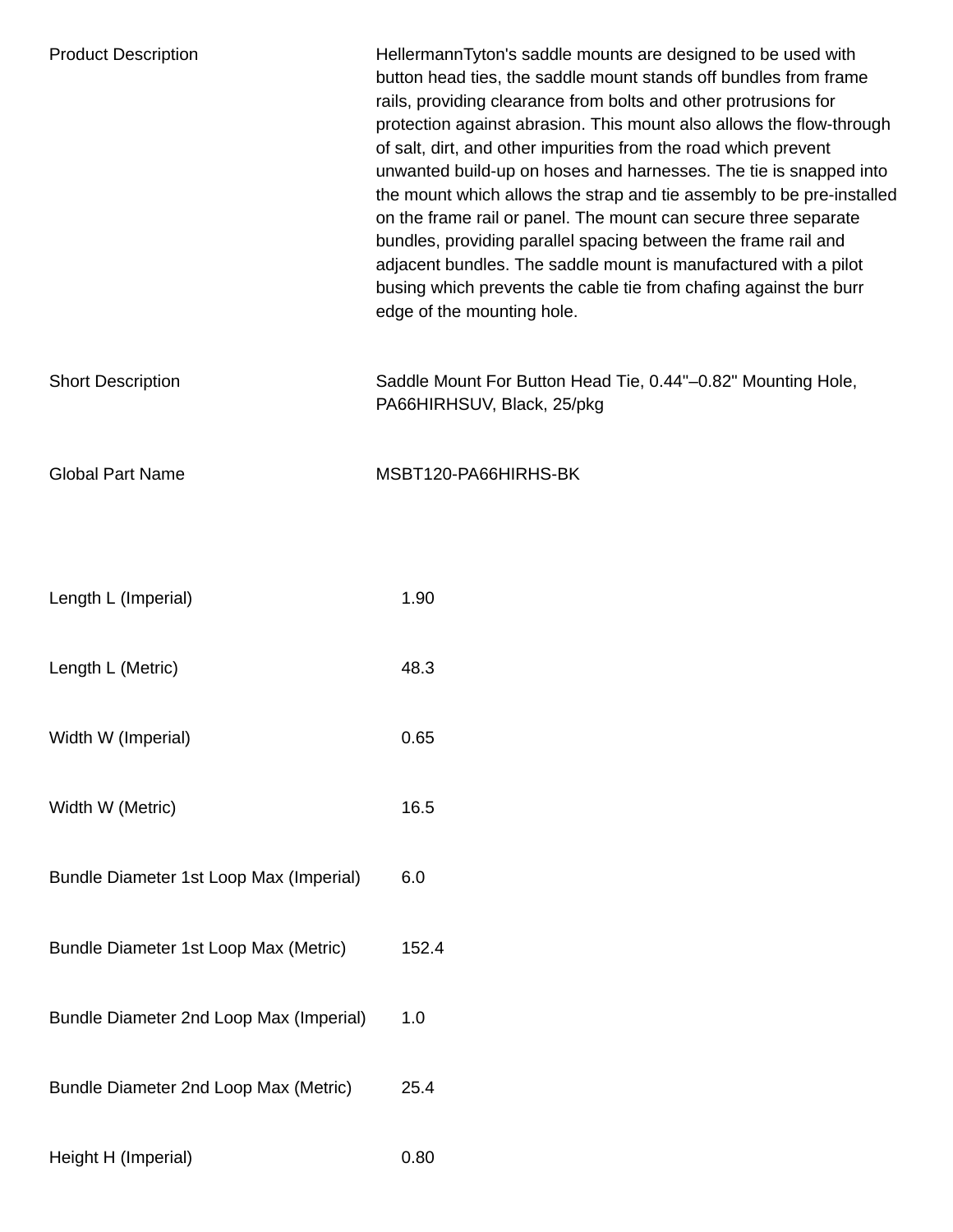| | |
|---|---|
| Product Description | HellermannTyton's saddle mounts are designed to be used with button head ties, the saddle mount stands off bundles from frame rails, providing clearance from bolts and other protrusions for protection against abrasion. This mount also allows the flow-through of salt, dirt, and other impurities from the road which prevent unwanted build-up on hoses and harnesses. The tie is snapped into the mount which allows the strap and tie assembly to be pre-installed on the frame rail or panel. The mount can secure three separate bundles, providing parallel spacing between the frame rail and adjacent bundles. The saddle mount is manufactured with a pilot busing which prevents the cable tie from chafing against the burr edge of the mounting hole. |
| Short Description | Saddle Mount For Button Head Tie, 0.44"–0.82" Mounting Hole, PA66HIRHSUV, Black, 25/pkg |
| Global Part Name | MSBT120-PA66HIRHS-BK |

| | |
|---|---|
| Length L (Imperial) | 1.90 |
| Length L (Metric) | 48.3 |
| Width W (Imperial) | 0.65 |
| Width W (Metric) | 16.5 |
| Bundle Diameter 1st Loop Max (Imperial) | 6.0 |
| Bundle Diameter 1st Loop Max (Metric) | 152.4 |
| Bundle Diameter 2nd Loop Max (Imperial) | 1.0 |
| Bundle Diameter 2nd Loop Max (Metric) | 25.4 |
| Height H (Imperial) | 0.80 |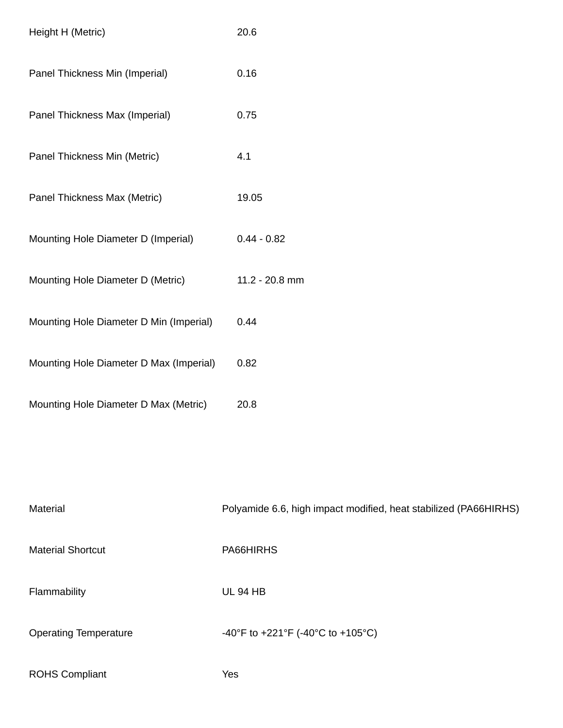| | |
|---|---|
| Height H (Metric) | 20.6 |
| Panel Thickness Min (Imperial) | 0.16 |
| Panel Thickness Max (Imperial) | 0.75 |
| Panel Thickness Min (Metric) | 4.1 |
| Panel Thickness Max (Metric) | 19.05 |
| Mounting Hole Diameter D (Imperial) | 0.44 - 0.82 |
| Mounting Hole Diameter D (Metric) | 11.2 - 20.8 mm |
| Mounting Hole Diameter D Min (Imperial) | 0.44 |
| Mounting Hole Diameter D Max (Imperial) | 0.82 |
| Mounting Hole Diameter D Max (Metric) | 20.8 |

| | |
|---|---|
| Material | Polyamide 6.6, high impact modified, heat stabilized (PA66HIRHS) |
| Material Shortcut | PA66HIRHS |
| Flammability | UL 94 HB |
| Operating Temperature | -40°F to +221°F (-40°C to +105°C) |
| ROHS Compliant | Yes |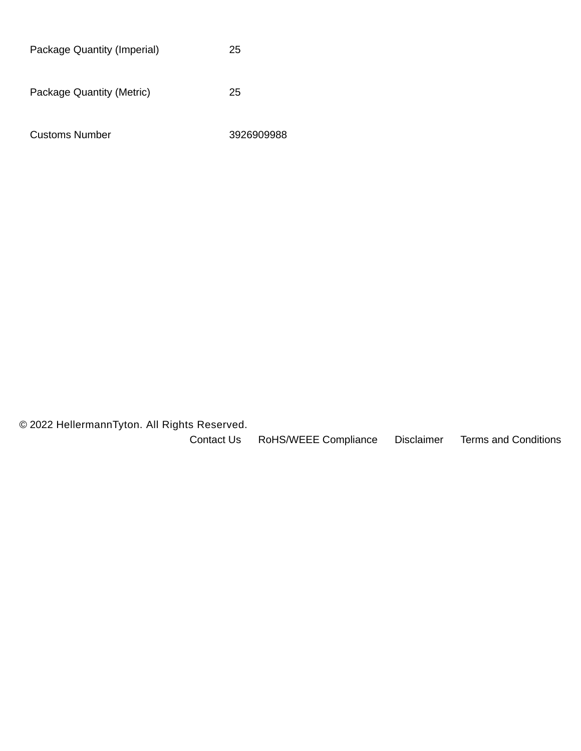| | |
|---|---|
| Package Quantity (Imperial) | 25 |
| Package Quantity (Metric) | 25 |
| Customs Number | 3926909988 |

© 2022 HellermannTyton. All Rights Reserved.

Contact Us RoHS/WEEE Compliance Disclaimer Terms and Conditions